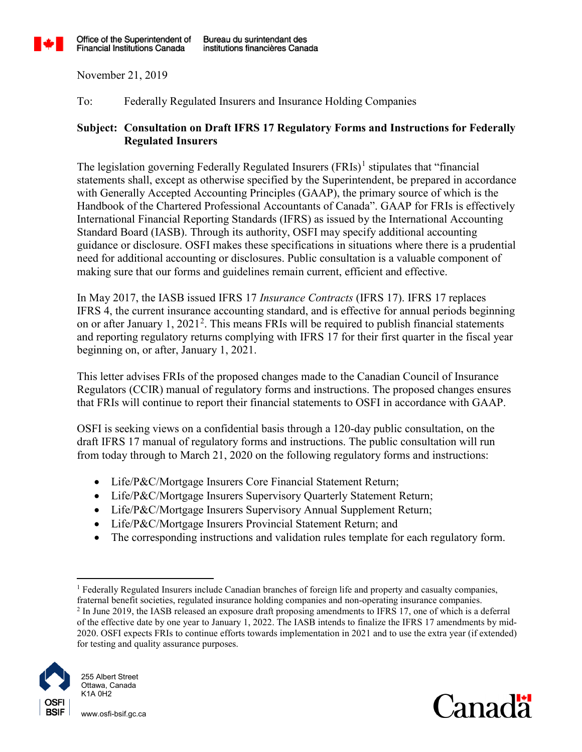Office of the Superintendent of Financial Institutions Canada | Bureau du surintendant des institutions financières Canada

November 21, 2019

To: Federally Regulated Insurers and Insurance Holding Companies

**Subject: Consultation on Draft IFRS 17 Regulatory Forms and Instructions for Federally Regulated Insurers**

The legislation governing Federally Regulated Insurers (FRIs)[1] stipulates that "financial statements shall, except as otherwise specified by the Superintendent, be prepared in accordance with Generally Accepted Accounting Principles (GAAP), the primary source of which is the Handbook of the Chartered Professional Accountants of Canada". GAAP for FRIs is effectively International Financial Reporting Standards (IFRS) as issued by the International Accounting Standard Board (IASB). Through its authority, OSFI may specify additional accounting guidance or disclosure. OSFI makes these specifications in situations where there is a prudential need for additional accounting or disclosures. Public consultation is a valuable component of making sure that our forms and guidelines remain current, efficient and effective.

In May 2017, the IASB issued IFRS 17 *Insurance Contracts* (IFRS 17). IFRS 17 replaces IFRS 4, the current insurance accounting standard, and is effective for annual periods beginning on or after January 1, 2021[2]. This means FRIs will be required to publish financial statements and reporting regulatory returns complying with IFRS 17 for their first quarter in the fiscal year beginning on, or after, January 1, 2021.

This letter advises FRIs of the proposed changes made to the Canadian Council of Insurance Regulators (CCIR) manual of regulatory forms and instructions. The proposed changes ensures that FRIs will continue to report their financial statements to OSFI in accordance with GAAP.

OSFI is seeking views on a confidential basis through a 120-day public consultation, on the draft IFRS 17 manual of regulatory forms and instructions. The public consultation will run from today through to March 21, 2020 on the following regulatory forms and instructions:

- Life/P&C/Mortgage Insurers Core Financial Statement Return;
- Life/P&C/Mortgage Insurers Supervisory Quarterly Statement Return;
- Life/P&C/Mortgage Insurers Supervisory Annual Supplement Return;
- Life/P&C/Mortgage Insurers Provincial Statement Return; and
- The corresponding instructions and validation rules template for each regulatory form.

---

[1] Federally Regulated Insurers include Canadian branches of foreign life and property and casualty companies, fraternal benefit societies, regulated insurance holding companies and non-operating insurance companies.

[2] In June 2019, the IASB released an exposure draft proposing amendments to IFRS 17, one of which is a deferral of the effective date by one year to January 1, 2022. The IASB intends to finalize the IFRS 17 amendments by mid-2020. OSFI expects FRIs to continue efforts towards implementation in 2021 and to use the extra year (if extended) for testing and quality assurance purposes.

255 Albert Street
Ottawa, Canada
K1A 0H2

www.osfi-bsif.gc.ca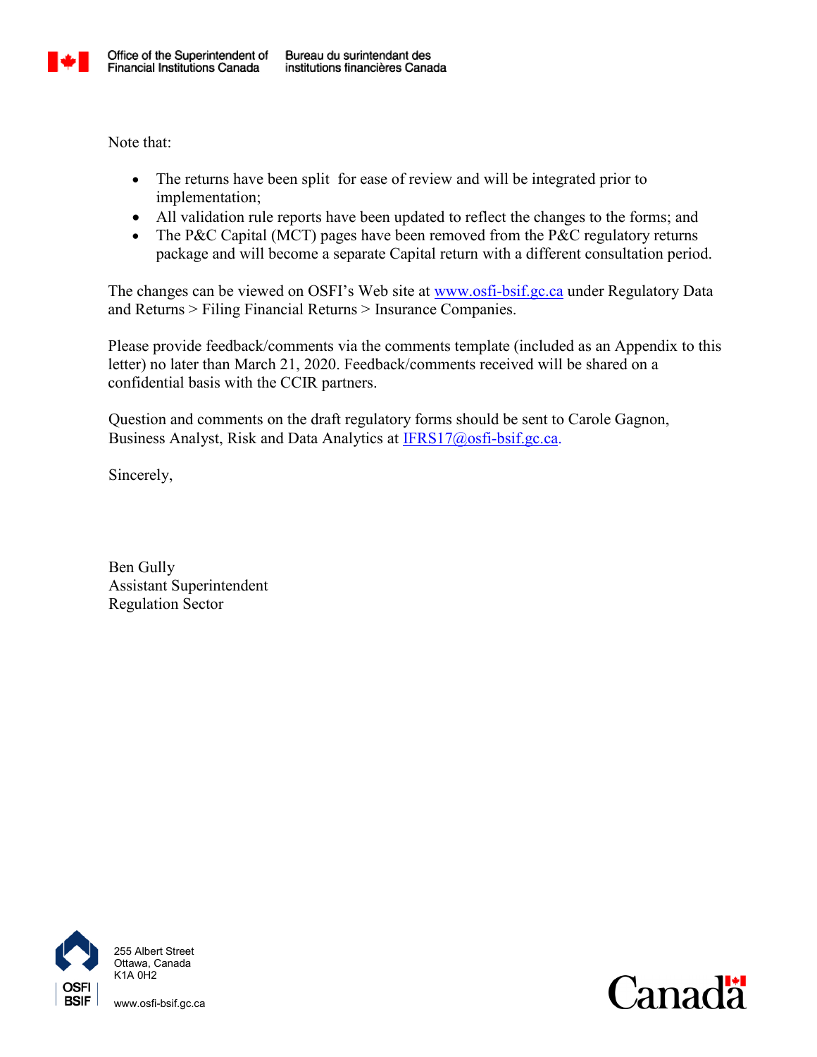Note that:

- The returns have been split for ease of review and will be integrated prior to implementation;
- All validation rule reports have been updated to reflect the changes to the forms; and
- The P&C Capital (MCT) pages have been removed from the P&C regulatory returns package and will become a separate Capital return with a different consultation period.

The changes can be viewed on OSFI's Web site at www.osfi-bsif.gc.ca under Regulatory Data and Returns > Filing Financial Returns > Insurance Companies.

Please provide feedback/comments via the comments template (included as an Appendix to this letter) no later than March 21, 2020. Feedback/comments received will be shared on a confidential basis with the CCIR partners.

Question and comments on the draft regulatory forms should be sent to Carole Gagnon, Business Analyst, Risk and Data Analytics at IFRS17@osfi-bsif.gc.ca.

Sincerely,

Ben Gully
Assistant Superintendent
Regulation Sector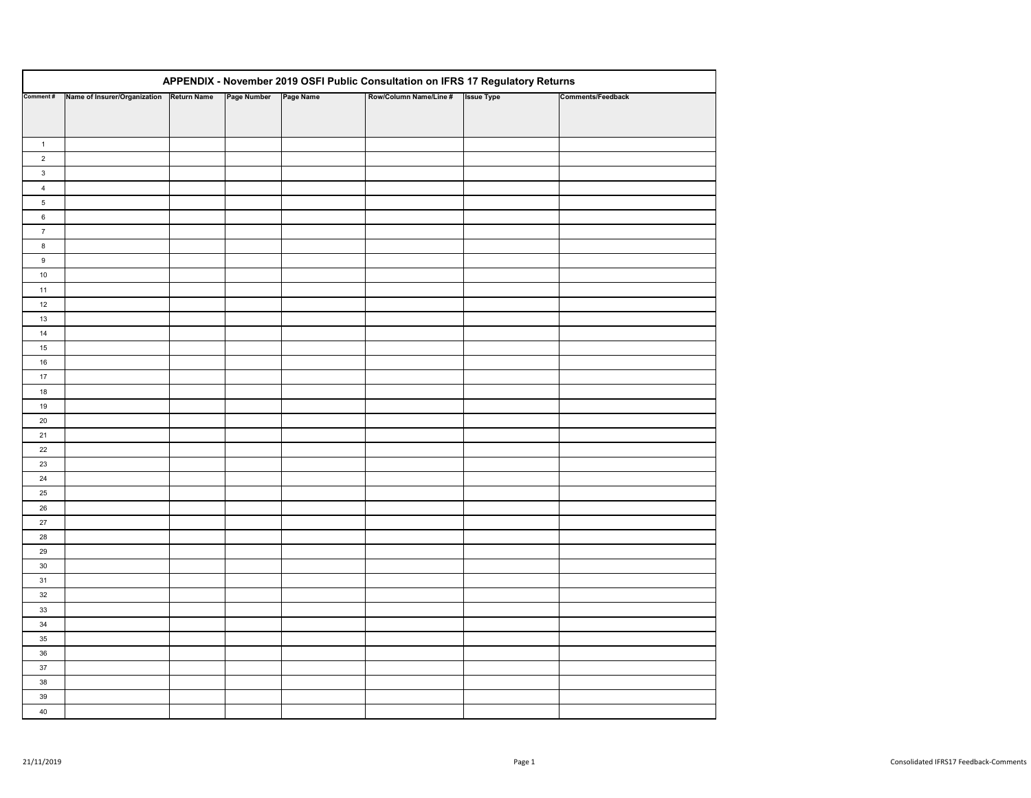| APPENDIX - November 2019 OSFI Public Consultation on IFRS 17 Regulatory Returns | | | | | | | |
|---|---|---|---|---|---|---|---|
| Comment # | Name of Insurer/Organization | Return Name | Page Number | Page Name | Row/Column Name/Line # | Issue Type | Comments/Feedback |
| 1 | | | | | | | |
| 2 | | | | | | | |
| 3 | | | | | | | |
| 4 | | | | | | | |
| 5 | | | | | | | |
| 6 | | | | | | | |
| 7 | | | | | | | |
| 8 | | | | | | | |
| 9 | | | | | | | |
| 10 | | | | | | | |
| 11 | | | | | | | |
| 12 | | | | | | | |
| 13 | | | | | | | |
| 14 | | | | | | | |
| 15 | | | | | | | |
| 16 | | | | | | | |
| 17 | | | | | | | |
| 18 | | | | | | | |
| 19 | | | | | | | |
| 20 | | | | | | | |
| 21 | | | | | | | |
| 22 | | | | | | | |
| 23 | | | | | | | |
| 24 | | | | | | | |
| 25 | | | | | | | |
| 26 | | | | | | | |
| 27 | | | | | | | |
| 28 | | | | | | | |
| 29 | | | | | | | |
| 30 | | | | | | | |
| 31 | | | | | | | |
| 32 | | | | | | | |
| 33 | | | | | | | |
| 34 | | | | | | | |
| 35 | | | | | | | |
| 36 | | | | | | | |
| 37 | | | | | | | |
| 38 | | | | | | | |
| 39 | | | | | | | |
| 40 | | | | | | | |